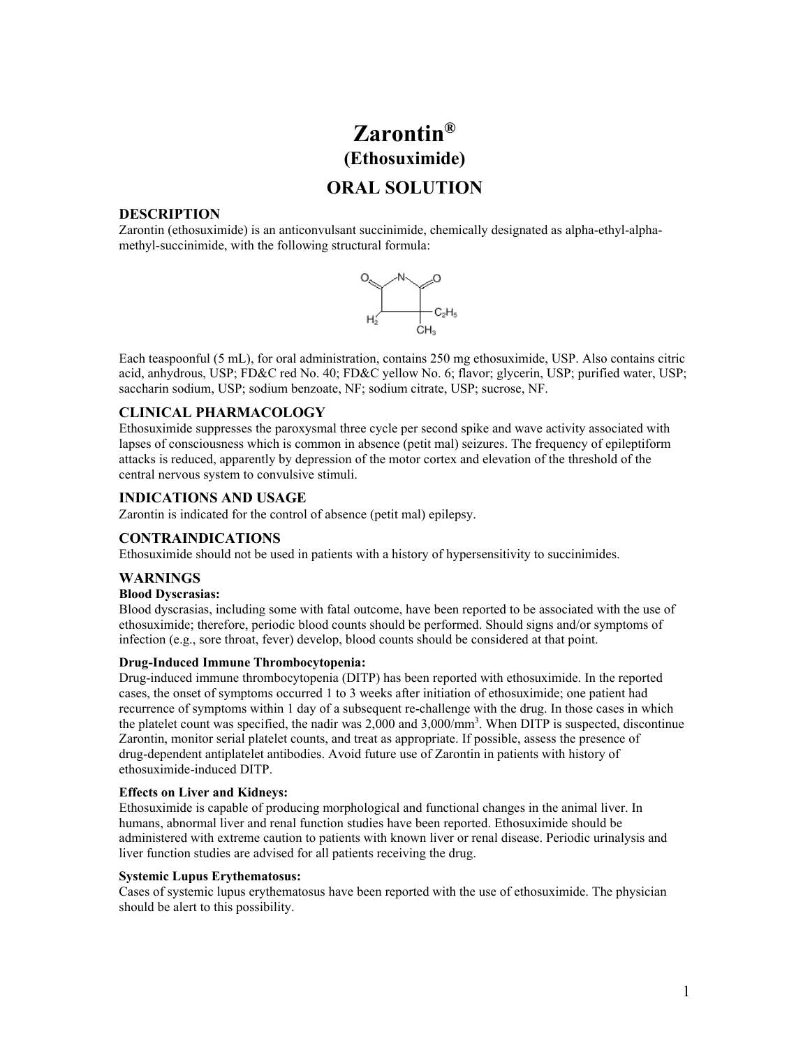# Zarontin®

## (Ethosuximide)

## ORAL SOLUTION

### DESCRIPTION

Zarontin (ethosuximide) is an anticonvulsant succinimide, chemically designated as alpha-ethyl-alpha-methyl-succinimide, with the following structural formula:

Each teaspoonful (5 mL), for oral administration, contains 250 mg ethosuximide, USP. Also contains citric acid, anhydrous, USP; FD&C red No. 40; FD&C yellow No. 6; flavor; glycerin, USP; purified water, USP; saccharin sodium, USP; sodium benzoate, NF; sodium citrate, USP; sucrose, NF.

### CLINICAL PHARMACOLOGY

Ethosuximide suppresses the paroxysmal three cycle per second spike and wave activity associated with lapses of consciousness which is common in absence (petit mal) seizures. The frequency of epileptiform attacks is reduced, apparently by depression of the motor cortex and elevation of the threshold of the central nervous system to convulsive stimuli.

### INDICATIONS AND USAGE

Zarontin is indicated for the control of absence (petit mal) epilepsy.

### CONTRAINDICATIONS

Ethosuximide should not be used in patients with a history of hypersensitivity to succinimides.

### WARNINGS

**Blood Dyscrasias:**

Blood dyscrasias, including some with fatal outcome, have been reported to be associated with the use of ethosuximide; therefore, periodic blood counts should be performed. Should signs and/or symptoms of infection (e.g., sore throat, fever) develop, blood counts should be considered at that point.

**Drug-Induced Immune Thrombocytopenia:**

Drug-induced immune thrombocytopenia (DITP) has been reported with ethosuximide. In the reported cases, the onset of symptoms occurred 1 to 3 weeks after initiation of ethosuximide; one patient had recurrence of symptoms within 1 day of a subsequent re-challenge with the drug. In those cases in which the platelet count was specified, the nadir was 2,000 and 3,000/$mm^3$. When DITP is suspected, discontinue Zarontin, monitor serial platelet counts, and treat as appropriate. If possible, assess the presence of drug-dependent antiplatelet antibodies. Avoid future use of Zarontin in patients with history of ethosuximide-induced DITP.

**Effects on Liver and Kidneys:**

Ethosuximide is capable of producing morphological and functional changes in the animal liver. In humans, abnormal liver and renal function studies have been reported. Ethosuximide should be administered with extreme caution to patients with known liver or renal disease. Periodic urinalysis and liver function studies are advised for all patients receiving the drug.

**Systemic Lupus Erythematosus:**

Cases of systemic lupus erythematosus have been reported with the use of ethosuximide. The physician should be alert to this possibility.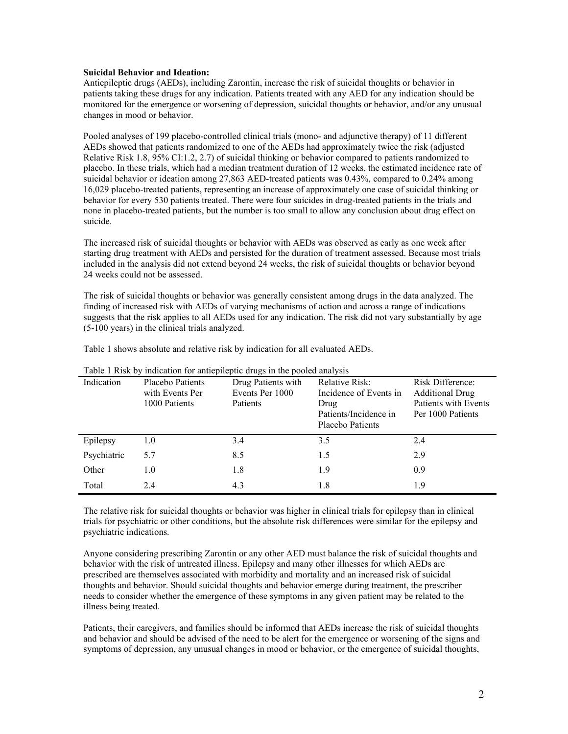**Suicidal Behavior and Ideation:**

Antiepileptic drugs (AEDs), including Zarontin, increase the risk of suicidal thoughts or behavior in patients taking these drugs for any indication. Patients treated with any AED for any indication should be monitored for the emergence or worsening of depression, suicidal thoughts or behavior, and/or any unusual changes in mood or behavior.

Pooled analyses of 199 placebo-controlled clinical trials (mono- and adjunctive therapy) of 11 different AEDs showed that patients randomized to one of the AEDs had approximately twice the risk (adjusted Relative Risk 1.8, 95% CI:1.2, 2.7) of suicidal thinking or behavior compared to patients randomized to placebo. In these trials, which had a median treatment duration of 12 weeks, the estimated incidence rate of suicidal behavior or ideation among 27,863 AED-treated patients was 0.43%, compared to 0.24% among 16,029 placebo-treated patients, representing an increase of approximately one case of suicidal thinking or behavior for every 530 patients treated. There were four suicides in drug-treated patients in the trials and none in placebo-treated patients, but the number is too small to allow any conclusion about drug effect on suicide.

The increased risk of suicidal thoughts or behavior with AEDs was observed as early as one week after starting drug treatment with AEDs and persisted for the duration of treatment assessed. Because most trials included in the analysis did not extend beyond 24 weeks, the risk of suicidal thoughts or behavior beyond 24 weeks could not be assessed.

The risk of suicidal thoughts or behavior was generally consistent among drugs in the data analyzed. The finding of increased risk with AEDs of varying mechanisms of action and across a range of indications suggests that the risk applies to all AEDs used for any indication. The risk did not vary substantially by age (5-100 years) in the clinical trials analyzed.

Table 1 shows absolute and relative risk by indication for all evaluated AEDs.

Table 1 Risk by indication for antiepileptic drugs in the pooled analysis

| Indication | Placebo Patients with Events Per 1000 Patients | Drug Patients with Events Per 1000 Patients | Relative Risk: Incidence of Events in Drug Patients/Incidence in Placebo Patients | Risk Difference: Additional Drug Patients with Events Per 1000 Patients |
|---|---|---|---|---|
| Epilepsy | 1.0 | 3.4 | 3.5 | 2.4 |
| Psychiatric | 5.7 | 8.5 | 1.5 | 2.9 |
| Other | 1.0 | 1.8 | 1.9 | 0.9 |
| Total | 2.4 | 4.3 | 1.8 | 1.9 |

The relative risk for suicidal thoughts or behavior was higher in clinical trials for epilepsy than in clinical trials for psychiatric or other conditions, but the absolute risk differences were similar for the epilepsy and psychiatric indications.

Anyone considering prescribing Zarontin or any other AED must balance the risk of suicidal thoughts and behavior with the risk of untreated illness. Epilepsy and many other illnesses for which AEDs are prescribed are themselves associated with morbidity and mortality and an increased risk of suicidal thoughts and behavior. Should suicidal thoughts and behavior emerge during treatment, the prescriber needs to consider whether the emergence of these symptoms in any given patient may be related to the illness being treated.

Patients, their caregivers, and families should be informed that AEDs increase the risk of suicidal thoughts and behavior and should be advised of the need to be alert for the emergence or worsening of the signs and symptoms of depression, any unusual changes in mood or behavior, or the emergence of suicidal thoughts,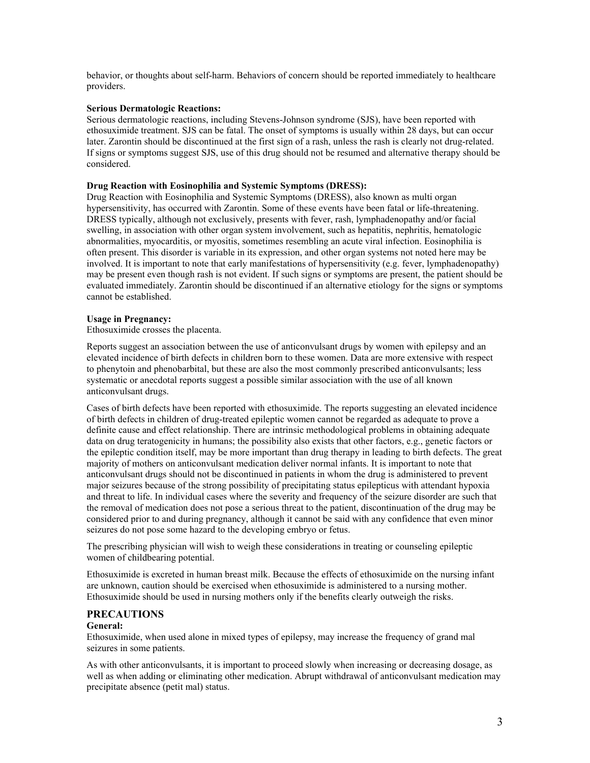behavior, or thoughts about self-harm. Behaviors of concern should be reported immediately to healthcare providers.

**Serious Dermatologic Reactions:**
Serious dermatologic reactions, including Stevens-Johnson syndrome (SJS), have been reported with ethosuximide treatment. SJS can be fatal. The onset of symptoms is usually within 28 days, but can occur later. Zarontin should be discontinued at the first sign of a rash, unless the rash is clearly not drug-related. If signs or symptoms suggest SJS, use of this drug should not be resumed and alternative therapy should be considered.

**Drug Reaction with Eosinophilia and Systemic Symptoms (DRESS):**
Drug Reaction with Eosinophilia and Systemic Symptoms (DRESS), also known as multi organ hypersensitivity, has occurred with Zarontin. Some of these events have been fatal or life-threatening. DRESS typically, although not exclusively, presents with fever, rash, lymphadenopathy and/or facial swelling, in association with other organ system involvement, such as hepatitis, nephritis, hematologic abnormalities, myocarditis, or myositis, sometimes resembling an acute viral infection. Eosinophilia is often present. This disorder is variable in its expression, and other organ systems not noted here may be involved. It is important to note that early manifestations of hypersensitivity (e.g. fever, lymphadenopathy) may be present even though rash is not evident. If such signs or symptoms are present, the patient should be evaluated immediately. Zarontin should be discontinued if an alternative etiology for the signs or symptoms cannot be established.

**Usage in Pregnancy:**
Ethosuximide crosses the placenta.

Reports suggest an association between the use of anticonvulsant drugs by women with epilepsy and an elevated incidence of birth defects in children born to these women. Data are more extensive with respect to phenytoin and phenobarbital, but these are also the most commonly prescribed anticonvulsants; less systematic or anecdotal reports suggest a possible similar association with the use of all known anticonvulsant drugs.

Cases of birth defects have been reported with ethosuximide. The reports suggesting an elevated incidence of birth defects in children of drug-treated epileptic women cannot be regarded as adequate to prove a definite cause and effect relationship. There are intrinsic methodological problems in obtaining adequate data on drug teratogenicity in humans; the possibility also exists that other factors, e.g., genetic factors or the epileptic condition itself, may be more important than drug therapy in leading to birth defects. The great majority of mothers on anticonvulsant medication deliver normal infants. It is important to note that anticonvulsant drugs should not be discontinued in patients in whom the drug is administered to prevent major seizures because of the strong possibility of precipitating status epilepticus with attendant hypoxia and threat to life. In individual cases where the severity and frequency of the seizure disorder are such that the removal of medication does not pose a serious threat to the patient, discontinuation of the drug may be considered prior to and during pregnancy, although it cannot be said with any confidence that even minor seizures do not pose some hazard to the developing embryo or fetus.

The prescribing physician will wish to weigh these considerations in treating or counseling epileptic women of childbearing potential.

Ethosuximide is excreted in human breast milk. Because the effects of ethosuximide on the nursing infant are unknown, caution should be exercised when ethosuximide is administered to a nursing mother. Ethosuximide should be used in nursing mothers only if the benefits clearly outweigh the risks.

## PRECAUTIONS

**General:**
Ethosuximide, when used alone in mixed types of epilepsy, may increase the frequency of grand mal seizures in some patients.

As with other anticonvulsants, it is important to proceed slowly when increasing or decreasing dosage, as well as when adding or eliminating other medication. Abrupt withdrawal of anticonvulsant medication may precipitate absence (petit mal) status.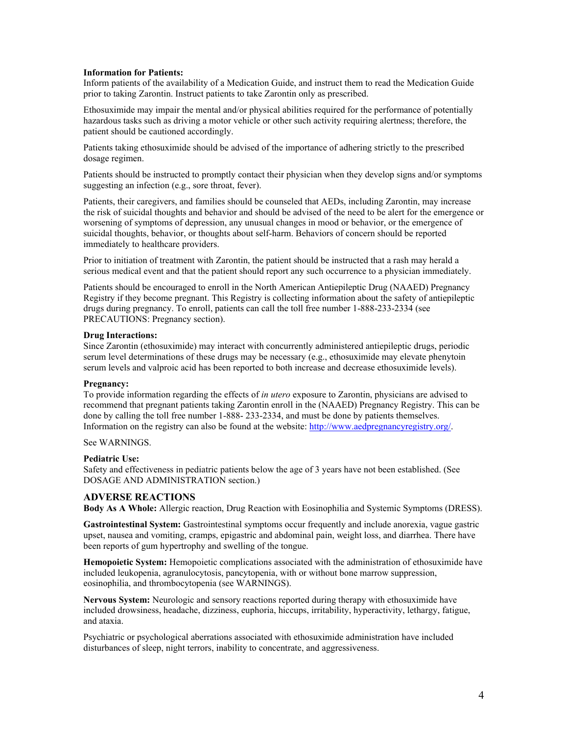**Information for Patients:**
Inform patients of the availability of a Medication Guide, and instruct them to read the Medication Guide prior to taking Zarontin. Instruct patients to take Zarontin only as prescribed.

Ethosuximide may impair the mental and/or physical abilities required for the performance of potentially hazardous tasks such as driving a motor vehicle or other such activity requiring alertness; therefore, the patient should be cautioned accordingly.

Patients taking ethosuximide should be advised of the importance of adhering strictly to the prescribed dosage regimen.

Patients should be instructed to promptly contact their physician when they develop signs and/or symptoms suggesting an infection (e.g., sore throat, fever).

Patients, their caregivers, and families should be counseled that AEDs, including Zarontin, may increase the risk of suicidal thoughts and behavior and should be advised of the need to be alert for the emergence or worsening of symptoms of depression, any unusual changes in mood or behavior, or the emergence of suicidal thoughts, behavior, or thoughts about self-harm. Behaviors of concern should be reported immediately to healthcare providers.

Prior to initiation of treatment with Zarontin, the patient should be instructed that a rash may herald a serious medical event and that the patient should report any such occurrence to a physician immediately.

Patients should be encouraged to enroll in the North American Antiepileptic Drug (NAAED) Pregnancy Registry if they become pregnant. This Registry is collecting information about the safety of antiepileptic drugs during pregnancy. To enroll, patients can call the toll free number 1-888-233-2334 (see PRECAUTIONS: Pregnancy section).

**Drug Interactions:**
Since Zarontin (ethosuximide) may interact with concurrently administered antiepileptic drugs, periodic serum level determinations of these drugs may be necessary (e.g., ethosuximide may elevate phenytoin serum levels and valproic acid has been reported to both increase and decrease ethosuximide levels).

**Pregnancy:**
To provide information regarding the effects of *in utero* exposure to Zarontin, physicians are advised to recommend that pregnant patients taking Zarontin enroll in the (NAAED) Pregnancy Registry. This can be done by calling the toll free number 1-888- 233-2334, and must be done by patients themselves. Information on the registry can also be found at the website: http://www.aedpregnancyregistry.org/.

See WARNINGS.

**Pediatric Use:**
Safety and effectiveness in pediatric patients below the age of 3 years have not been established. (See DOSAGE AND ADMINISTRATION section.)

## ADVERSE REACTIONS

**Body As A Whole:** Allergic reaction, Drug Reaction with Eosinophilia and Systemic Symptoms (DRESS).

**Gastrointestinal System:** Gastrointestinal symptoms occur frequently and include anorexia, vague gastric upset, nausea and vomiting, cramps, epigastric and abdominal pain, weight loss, and diarrhea. There have been reports of gum hypertrophy and swelling of the tongue.

**Hemopoietic System:** Hemopoietic complications associated with the administration of ethosuximide have included leukopenia, agranulocytosis, pancytopenia, with or without bone marrow suppression, eosinophilia, and thrombocytopenia (see WARNINGS).

**Nervous System:** Neurologic and sensory reactions reported during therapy with ethosuximide have included drowsiness, headache, dizziness, euphoria, hiccups, irritability, hyperactivity, lethargy, fatigue, and ataxia.

Psychiatric or psychological aberrations associated with ethosuximide administration have included disturbances of sleep, night terrors, inability to concentrate, and aggressiveness.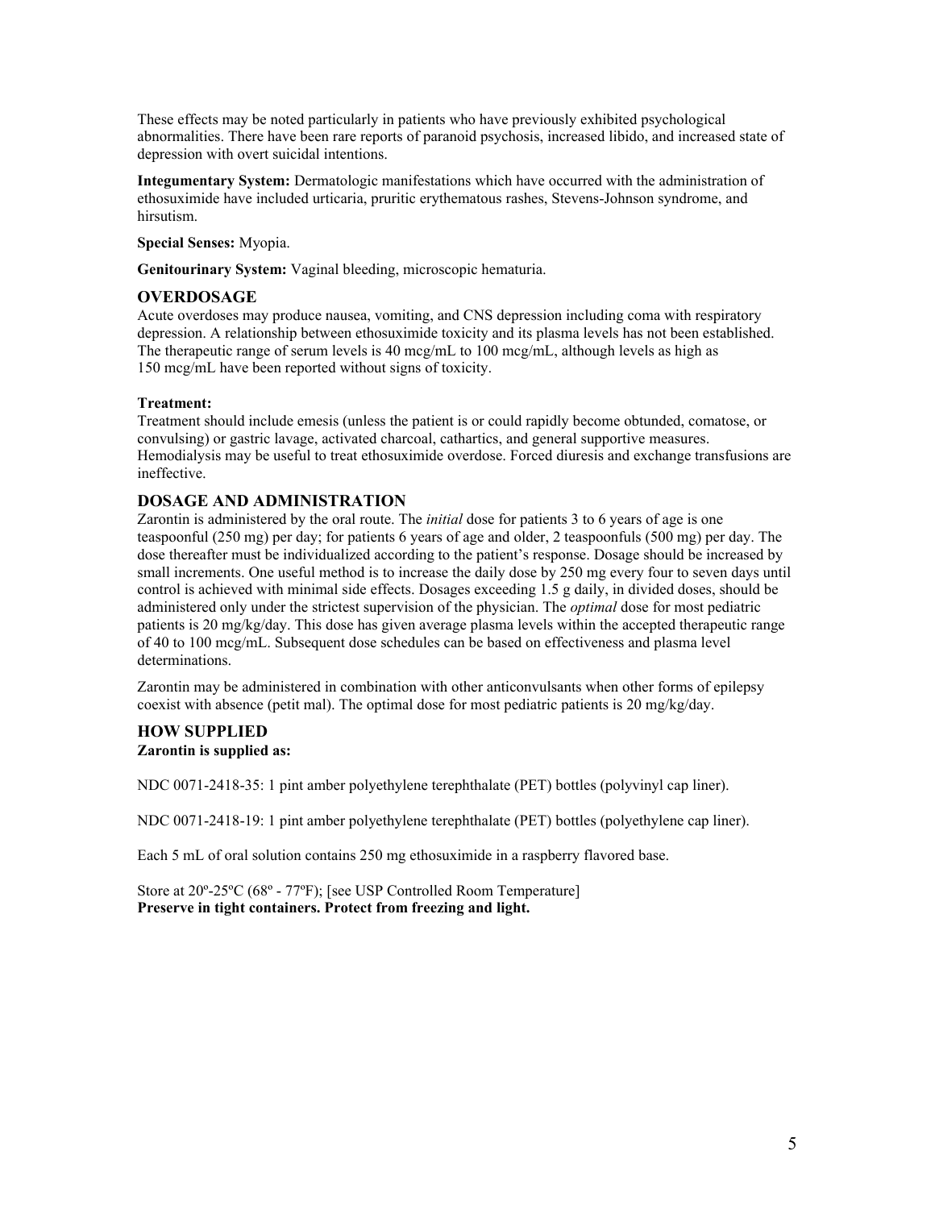These effects may be noted particularly in patients who have previously exhibited psychological abnormalities. There have been rare reports of paranoid psychosis, increased libido, and increased state of depression with overt suicidal intentions.

**Integumentary System:** Dermatologic manifestations which have occurred with the administration of ethosuximide have included urticaria, pruritic erythematous rashes, Stevens-Johnson syndrome, and hirsutism.

**Special Senses:** Myopia.

**Genitourinary System:** Vaginal bleeding, microscopic hematuria.

## OVERDOSAGE

Acute overdoses may produce nausea, vomiting, and CNS depression including coma with respiratory depression. A relationship between ethosuximide toxicity and its plasma levels has not been established. The therapeutic range of serum levels is 40 mcg/mL to 100 mcg/mL, although levels as high as 150 mcg/mL have been reported without signs of toxicity.

**Treatment:**

Treatment should include emesis (unless the patient is or could rapidly become obtunded, comatose, or convulsing) or gastric lavage, activated charcoal, cathartics, and general supportive measures. Hemodialysis may be useful to treat ethosuximide overdose. Forced diuresis and exchange transfusions are ineffective.

## DOSAGE AND ADMINISTRATION

Zarontin is administered by the oral route. The *initial* dose for patients 3 to 6 years of age is one teaspoonful (250 mg) per day; for patients 6 years of age and older, 2 teaspoonfuls (500 mg) per day. The dose thereafter must be individualized according to the patient's response. Dosage should be increased by small increments. One useful method is to increase the daily dose by 250 mg every four to seven days until control is achieved with minimal side effects. Dosages exceeding 1.5 g daily, in divided doses, should be administered only under the strictest supervision of the physician. The *optimal* dose for most pediatric patients is 20 mg/kg/day. This dose has given average plasma levels within the accepted therapeutic range of 40 to 100 mcg/mL. Subsequent dose schedules can be based on effectiveness and plasma level determinations.

Zarontin may be administered in combination with other anticonvulsants when other forms of epilepsy coexist with absence (petit mal). The optimal dose for most pediatric patients is 20 mg/kg/day.

## HOW SUPPLIED

**Zarontin is supplied as:**

NDC 0071-2418-35: 1 pint amber polyethylene terephthalate (PET) bottles (polyvinyl cap liner).

NDC 0071-2418-19: 1 pint amber polyethylene terephthalate (PET) bottles (polyethylene cap liner).

Each 5 mL of oral solution contains 250 mg ethosuximide in a raspberry flavored base.

Store at 20º-25ºC (68º - 77ºF); [see USP Controlled Room Temperature]
**Preserve in tight containers. Protect from freezing and light.**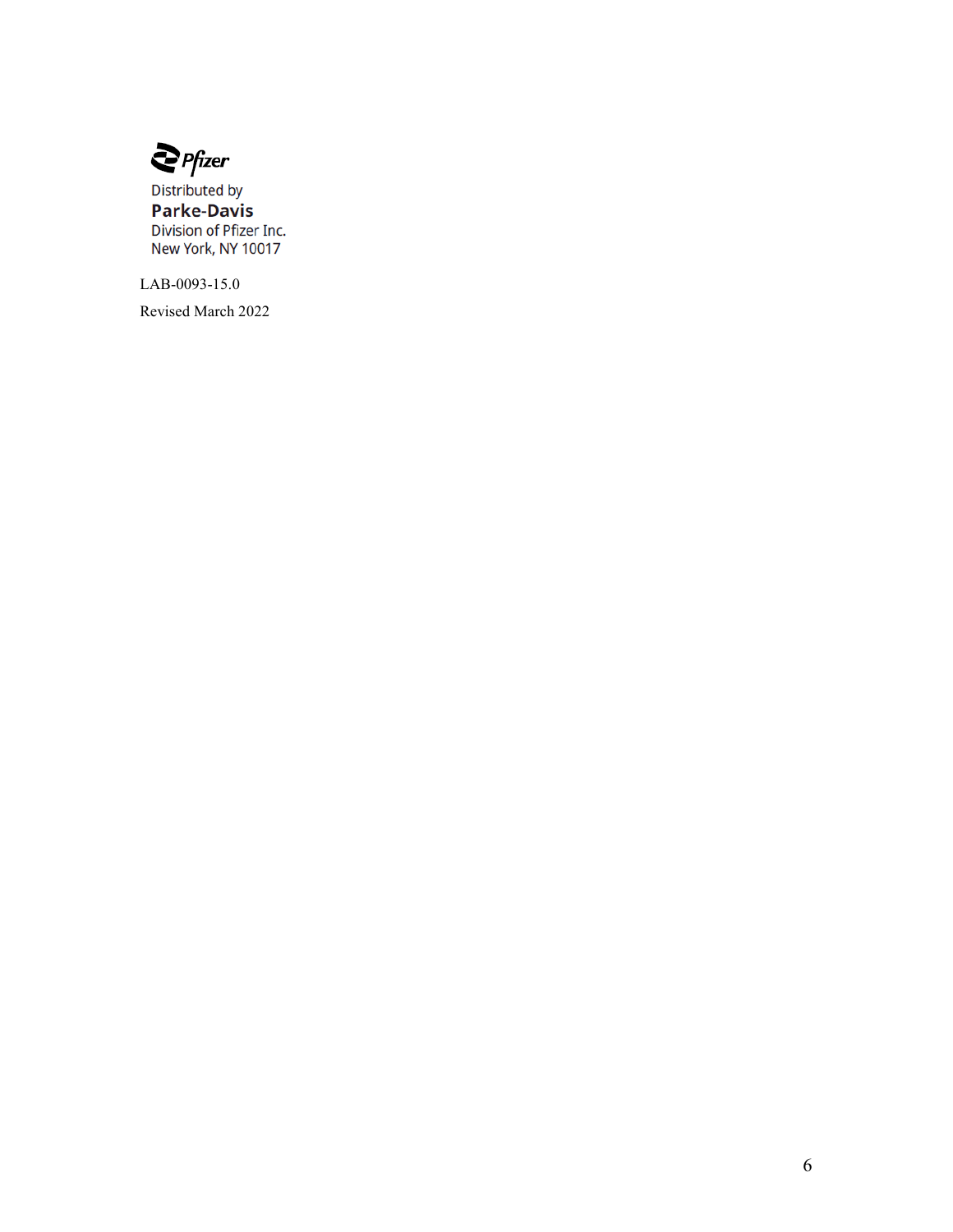Pfizer

Distributed by

**Parke-Davis**

Division of Pfizer Inc.

New York, NY 10017

LAB-0093-15.0

Revised March 2022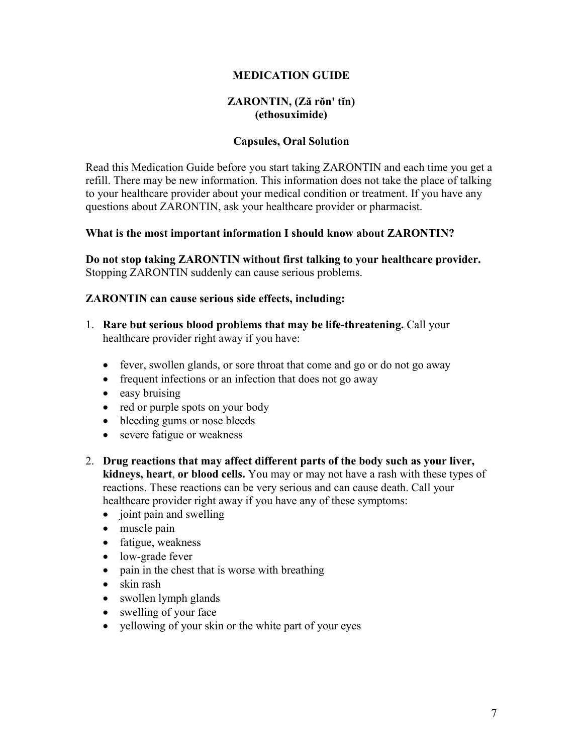# MEDICATION GUIDE

## ZARONTIN, (Ză rŏn' tĭn)
## (ethosuximide)

### Capsules, Oral Solution

Read this Medication Guide before you start taking ZARONTIN and each time you get a refill. There may be new information. This information does not take the place of talking to your healthcare provider about your medical condition or treatment. If you have any questions about ZARONTIN, ask your healthcare provider or pharmacist.

**What is the most important information I should know about ZARONTIN?**

**Do not stop taking ZARONTIN without first talking to your healthcare provider.** Stopping ZARONTIN suddenly can cause serious problems.

**ZARONTIN can cause serious side effects, including:**

1. **Rare but serious blood problems that may be life-threatening.** Call your healthcare provider right away if you have:
   - fever, swollen glands, or sore throat that come and go or do not go away
   - frequent infections or an infection that does not go away
   - easy bruising
   - red or purple spots on your body
   - bleeding gums or nose bleeds
   - severe fatigue or weakness

2. **Drug reactions that may affect different parts of the body such as your liver, kidneys, heart, or blood cells.** You may or may not have a rash with these types of reactions. These reactions can be very serious and can cause death. Call your healthcare provider right away if you have any of these symptoms:
   - joint pain and swelling
   - muscle pain
   - fatigue, weakness
   - low-grade fever
   - pain in the chest that is worse with breathing
   - skin rash
   - swollen lymph glands
   - swelling of your face
   - yellowing of your skin or the white part of your eyes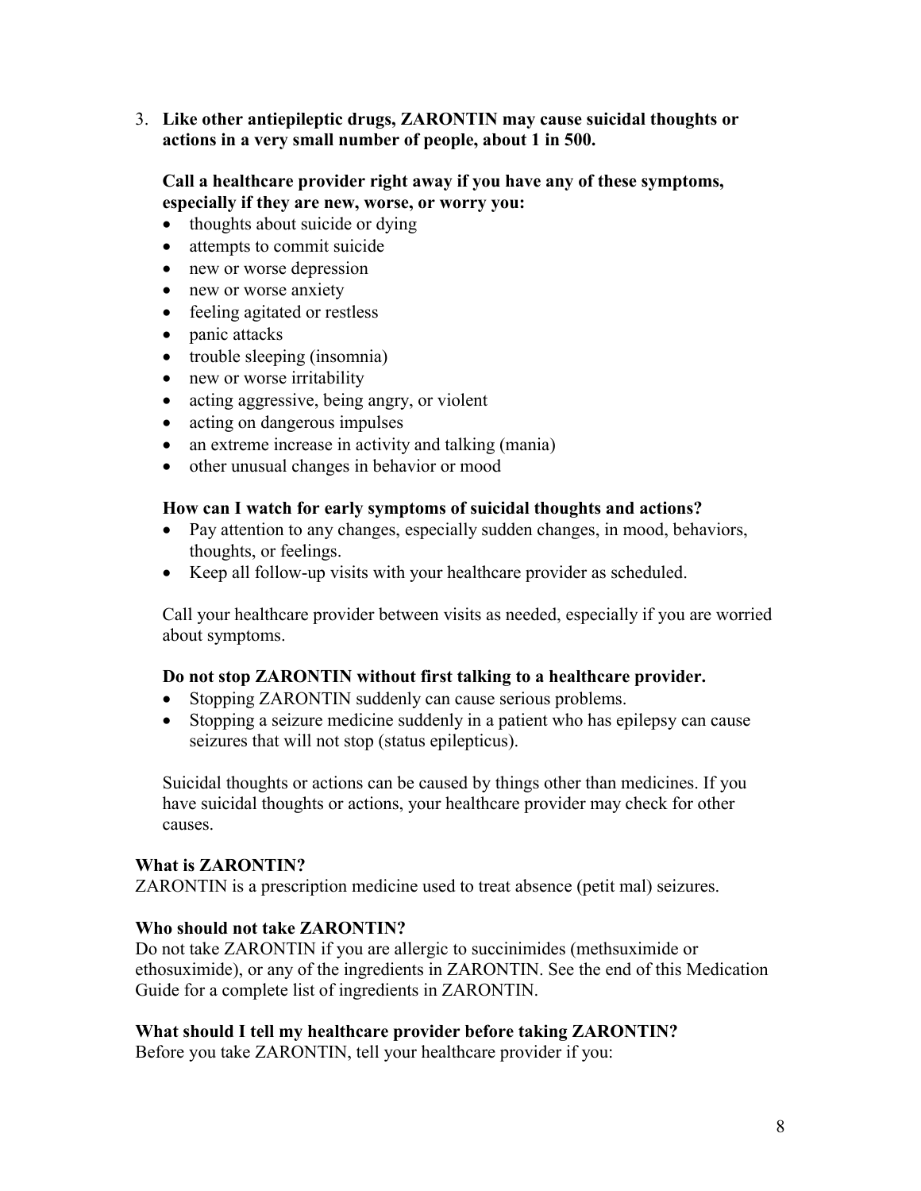3. **Like other antiepileptic drugs, ZARONTIN may cause suicidal thoughts or actions in a very small number of people, about 1 in 500.**

   **Call a healthcare provider right away if you have any of these symptoms, especially if they are new, worse, or worry you:**
   - thoughts about suicide or dying
   - attempts to commit suicide
   - new or worse depression
   - new or worse anxiety
   - feeling agitated or restless
   - panic attacks
   - trouble sleeping (insomnia)
   - new or worse irritability
   - acting aggressive, being angry, or violent
   - acting on dangerous impulses
   - an extreme increase in activity and talking (mania)
   - other unusual changes in behavior or mood

   **How can I watch for early symptoms of suicidal thoughts and actions?**
   - Pay attention to any changes, especially sudden changes, in mood, behaviors, thoughts, or feelings.
   - Keep all follow-up visits with your healthcare provider as scheduled.

   Call your healthcare provider between visits as needed, especially if you are worried about symptoms.

   **Do not stop ZARONTIN without first talking to a healthcare provider.**
   - Stopping ZARONTIN suddenly can cause serious problems.
   - Stopping a seizure medicine suddenly in a patient who has epilepsy can cause seizures that will not stop (status epilepticus).

   Suicidal thoughts or actions can be caused by things other than medicines. If you have suicidal thoughts or actions, your healthcare provider may check for other causes.

**What is ZARONTIN?**

ZARONTIN is a prescription medicine used to treat absence (petit mal) seizures.

**Who should not take ZARONTIN?**

Do not take ZARONTIN if you are allergic to succinimides (methsuximide or ethosuximide), or any of the ingredients in ZARONTIN. See the end of this Medication Guide for a complete list of ingredients in ZARONTIN.

**What should I tell my healthcare provider before taking ZARONTIN?**

Before you take ZARONTIN, tell your healthcare provider if you: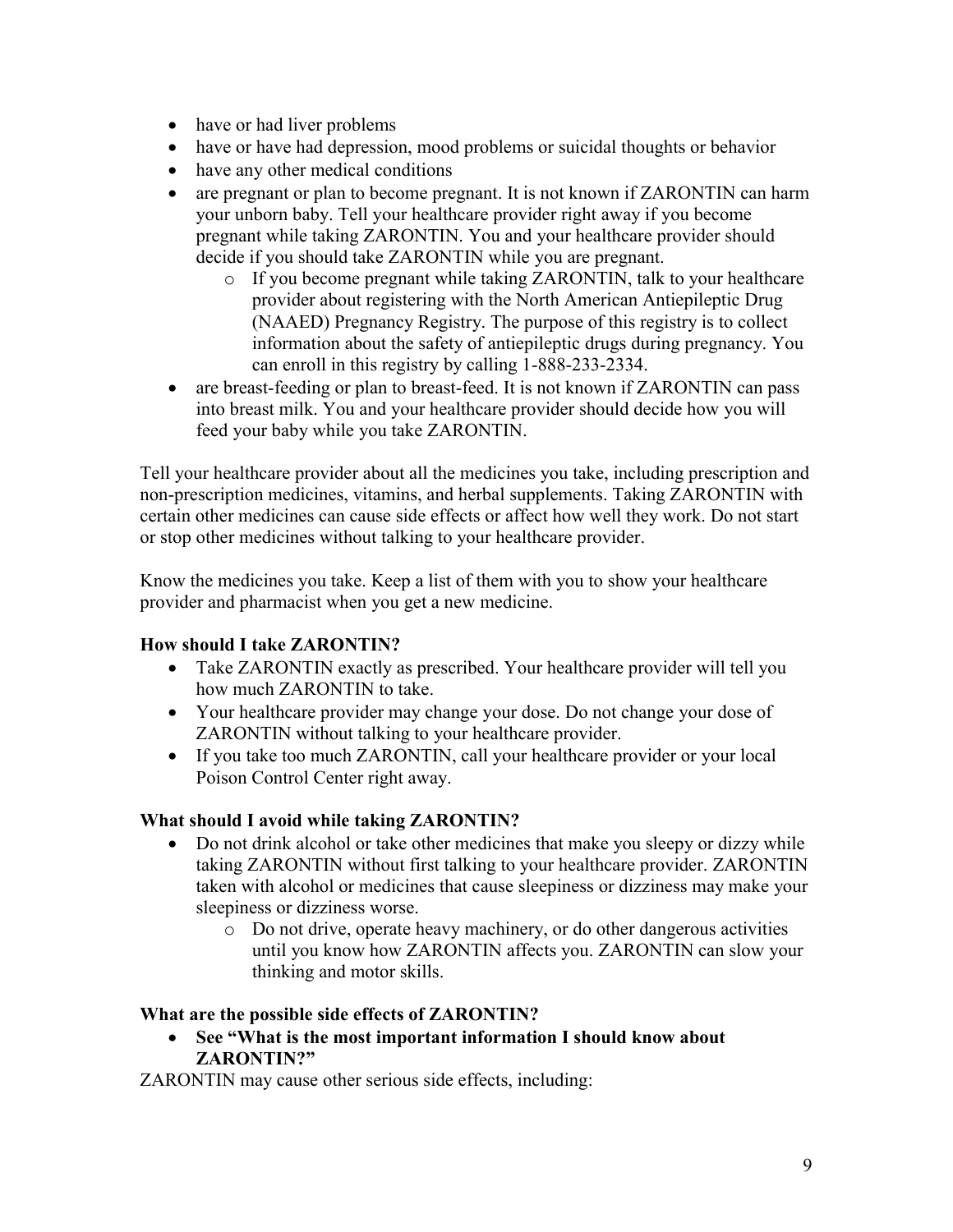- have or had liver problems
- have or have had depression, mood problems or suicidal thoughts or behavior
- have any other medical conditions
- are pregnant or plan to become pregnant. It is not known if ZARONTIN can harm your unborn baby. Tell your healthcare provider right away if you become pregnant while taking ZARONTIN. You and your healthcare provider should decide if you should take ZARONTIN while you are pregnant.
    - If you become pregnant while taking ZARONTIN, talk to your healthcare provider about registering with the North American Antiepileptic Drug (NAAED) Pregnancy Registry. The purpose of this registry is to collect information about the safety of antiepileptic drugs during pregnancy. You can enroll in this registry by calling 1-888-233-2334.
- are breast-feeding or plan to breast-feed. It is not known if ZARONTIN can pass into breast milk. You and your healthcare provider should decide how you will feed your baby while you take ZARONTIN.

Tell your healthcare provider about all the medicines you take, including prescription and non-prescription medicines, vitamins, and herbal supplements. Taking ZARONTIN with certain other medicines can cause side effects or affect how well they work. Do not start or stop other medicines without talking to your healthcare provider.

Know the medicines you take. Keep a list of them with you to show your healthcare provider and pharmacist when you get a new medicine.

**How should I take ZARONTIN?**

- Take ZARONTIN exactly as prescribed. Your healthcare provider will tell you how much ZARONTIN to take.
- Your healthcare provider may change your dose. Do not change your dose of ZARONTIN without talking to your healthcare provider.
- If you take too much ZARONTIN, call your healthcare provider or your local Poison Control Center right away.

**What should I avoid while taking ZARONTIN?**

- Do not drink alcohol or take other medicines that make you sleepy or dizzy while taking ZARONTIN without first talking to your healthcare provider. ZARONTIN taken with alcohol or medicines that cause sleepiness or dizziness may make your sleepiness or dizziness worse.
    - Do not drive, operate heavy machinery, or do other dangerous activities until you know how ZARONTIN affects you. ZARONTIN can slow your thinking and motor skills.

**What are the possible side effects of ZARONTIN?**

- **See "What is the most important information I should know about ZARONTIN?"**

ZARONTIN may cause other serious side effects, including: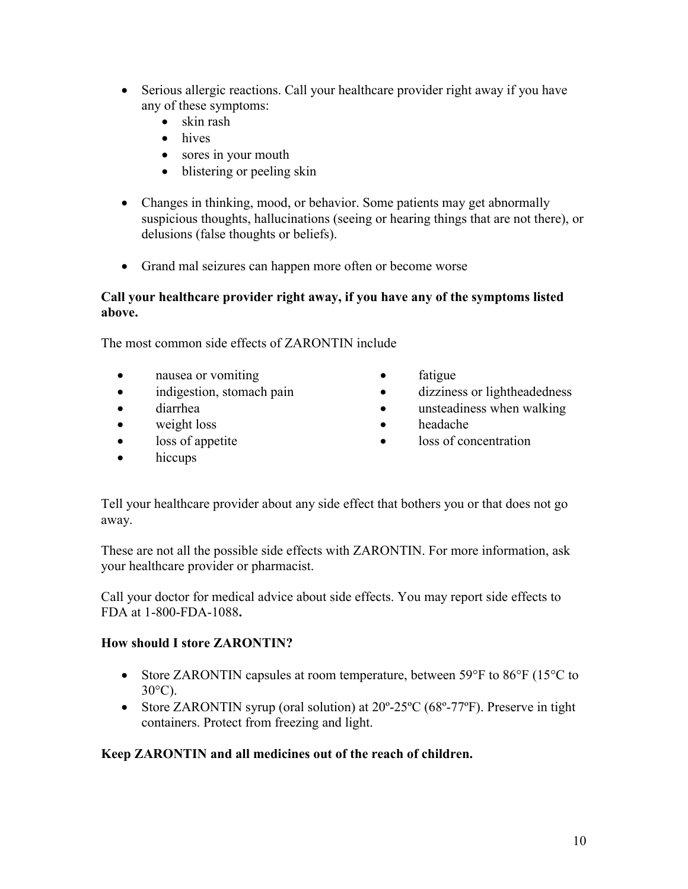- Serious allergic reactions. Call your healthcare provider right away if you have any of these symptoms:
    - skin rash
    - hives
    - sores in your mouth
    - blistering or peeling skin

- Changes in thinking, mood, or behavior. Some patients may get abnormally suspicious thoughts, hallucinations (seeing or hearing things that are not there), or delusions (false thoughts or beliefs).

- Grand mal seizures can happen more often or become worse

**Call your healthcare provider right away, if you have any of the symptoms listed above.**

The most common side effects of ZARONTIN include

- nausea or vomiting
- indigestion, stomach pain
- diarrhea
- weight loss
- loss of appetite
- hiccups
- fatigue
- dizziness or lightheadedness
- unsteadiness when walking
- headache
- loss of concentration

Tell your healthcare provider about any side effect that bothers you or that does not go away.

These are not all the possible side effects with ZARONTIN. For more information, ask your healthcare provider or pharmacist.

Call your doctor for medical advice about side effects. You may report side effects to FDA at 1-800-FDA-1088**.**

**How should I store ZARONTIN?**

- Store ZARONTIN capsules at room temperature, between 59°F to 86°F (15°C to 30°C).
- Store ZARONTIN syrup (oral solution) at 20º-25ºC (68º-77ºF). Preserve in tight containers. Protect from freezing and light.

**Keep ZARONTIN and all medicines out of the reach of children.**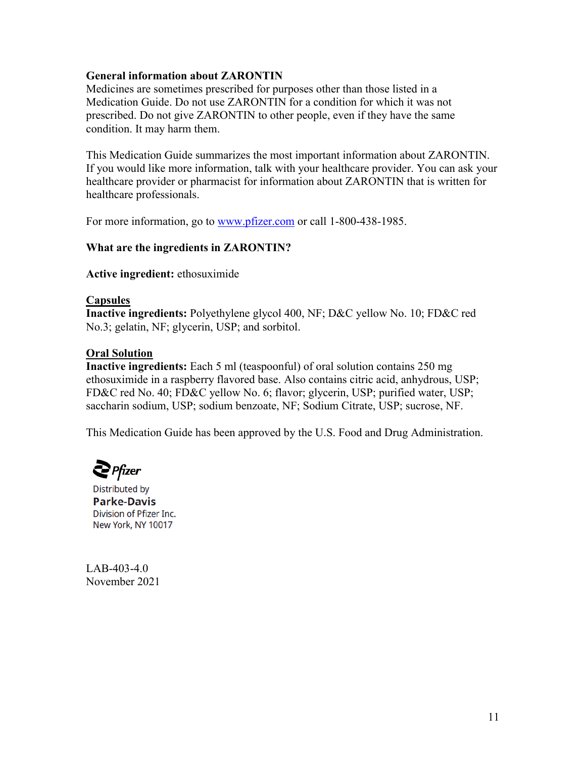**General information about ZARONTIN**

Medicines are sometimes prescribed for purposes other than those listed in a Medication Guide. Do not use ZARONTIN for a condition for which it was not prescribed. Do not give ZARONTIN to other people, even if they have the same condition. It may harm them.

This Medication Guide summarizes the most important information about ZARONTIN. If you would like more information, talk with your healthcare provider. You can ask your healthcare provider or pharmacist for information about ZARONTIN that is written for healthcare professionals.

For more information, go to www.pfizer.com or call 1-800-438-1985.

**What are the ingredients in ZARONTIN?**

**Active ingredient:** ethosuximide

**Capsules**

**Inactive ingredients:** Polyethylene glycol 400, NF; D&C yellow No. 10; FD&C red No.3; gelatin, NF; glycerin, USP; and sorbitol.

**Oral Solution**

**Inactive ingredients:** Each 5 ml (teaspoonful) of oral solution contains 250 mg ethosuximide in a raspberry flavored base. Also contains citric acid, anhydrous, USP; FD&C red No. 40; FD&C yellow No. 6; flavor; glycerin, USP; purified water, USP; saccharin sodium, USP; sodium benzoate, NF; Sodium Citrate, USP; sucrose, NF.

This Medication Guide has been approved by the U.S. Food and Drug Administration.

Pfizer

Distributed by
**Parke-Davis**
Division of Pfizer Inc.
New York, NY 10017

LAB-403-4.0
November 2021